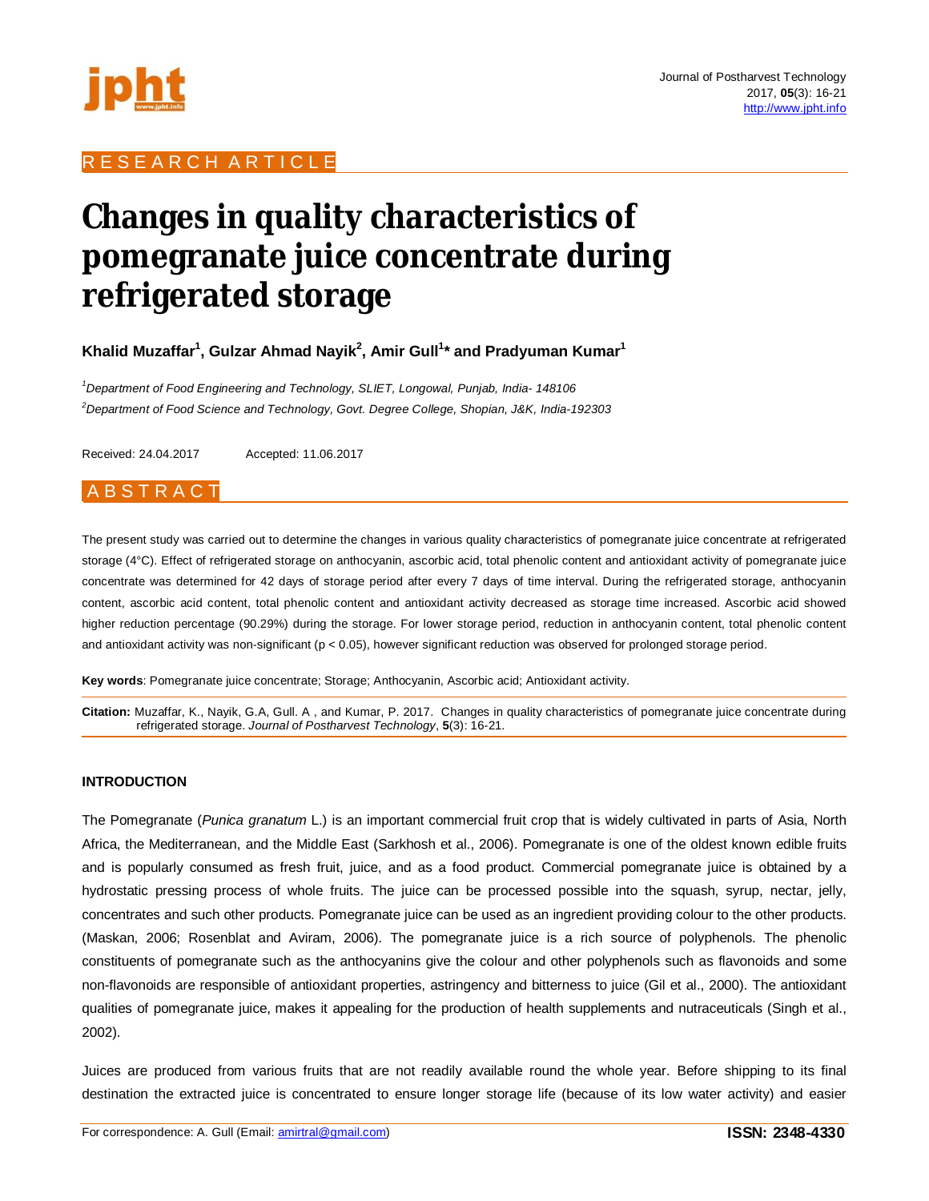RESEARCH ARTICLE

# Changes in quality characteristics of pomegranate juice concentrate during refrigerated storage

**Khalid Muzaffar[1], Gulzar Ahmad Nayik[2], Amir Gull[1]* and Pradyuman Kumar[1]**

*[1]Department of Food Engineering and Technology, SLIET, Longowal, Punjab, India- 148106*

*[2]Department of Food Science and Technology, Govt. Degree College, Shopian, J&K, India-192303*

Received: 24.04.2017 Accepted: 11.06.2017

## ABSTRACT

The present study was carried out to determine the changes in various quality characteristics of pomegranate juice concentrate at refrigerated storage (4°C). Effect of refrigerated storage on anthocyanin, ascorbic acid, total phenolic content and antioxidant activity of pomegranate juice concentrate was determined for 42 days of storage period after every 7 days of time interval. During the refrigerated storage, anthocyanin content, ascorbic acid content, total phenolic content and antioxidant activity decreased as storage time increased. Ascorbic acid showed higher reduction percentage (90.29%) during the storage. For lower storage period, reduction in anthocyanin content, total phenolic content and antioxidant activity was non-significant ($p < 0.05$), however significant reduction was observed for prolonged storage period.

**Key words**: Pomegranate juice concentrate; Storage; Anthocyanin, Ascorbic acid; Antioxidant activity.

**Citation:** Muzaffar, K., Nayik, G.A, Gull. A , and Kumar, P. 2017. Changes in quality characteristics of pomegranate juice concentrate during refrigerated storage. *Journal of Postharvest Technology*, **5**(3): 16-21.

## INTRODUCTION

The Pomegranate (*Punica granatum* L.) is an important commercial fruit crop that is widely cultivated in parts of Asia, North Africa, the Mediterranean, and the Middle East (Sarkhosh et al., 2006). Pomegranate is one of the oldest known edible fruits and is popularly consumed as fresh fruit, juice, and as a food product. Commercial pomegranate juice is obtained by a hydrostatic pressing process of whole fruits. The juice can be processed possible into the squash, syrup, nectar, jelly, concentrates and such other products. Pomegranate juice can be used as an ingredient providing colour to the other products. (Maskan, 2006; Rosenblat and Aviram, 2006). The pomegranate juice is a rich source of polyphenols. The phenolic constituents of pomegranate such as the anthocyanins give the colour and other polyphenols such as flavonoids and some non-flavonoids are responsible of antioxidant properties, astringency and bitterness to juice (Gil et al., 2000). The antioxidant qualities of pomegranate juice, makes it appealing for the production of health supplements and nutraceuticals (Singh et al., 2002).

Juices are produced from various fruits that are not readily available round the whole year. Before shipping to its final destination the extracted juice is concentrated to ensure longer storage life (because of its low water activity) and easier

For correspondence: A. Gull (Email: amirtral@gmail.com)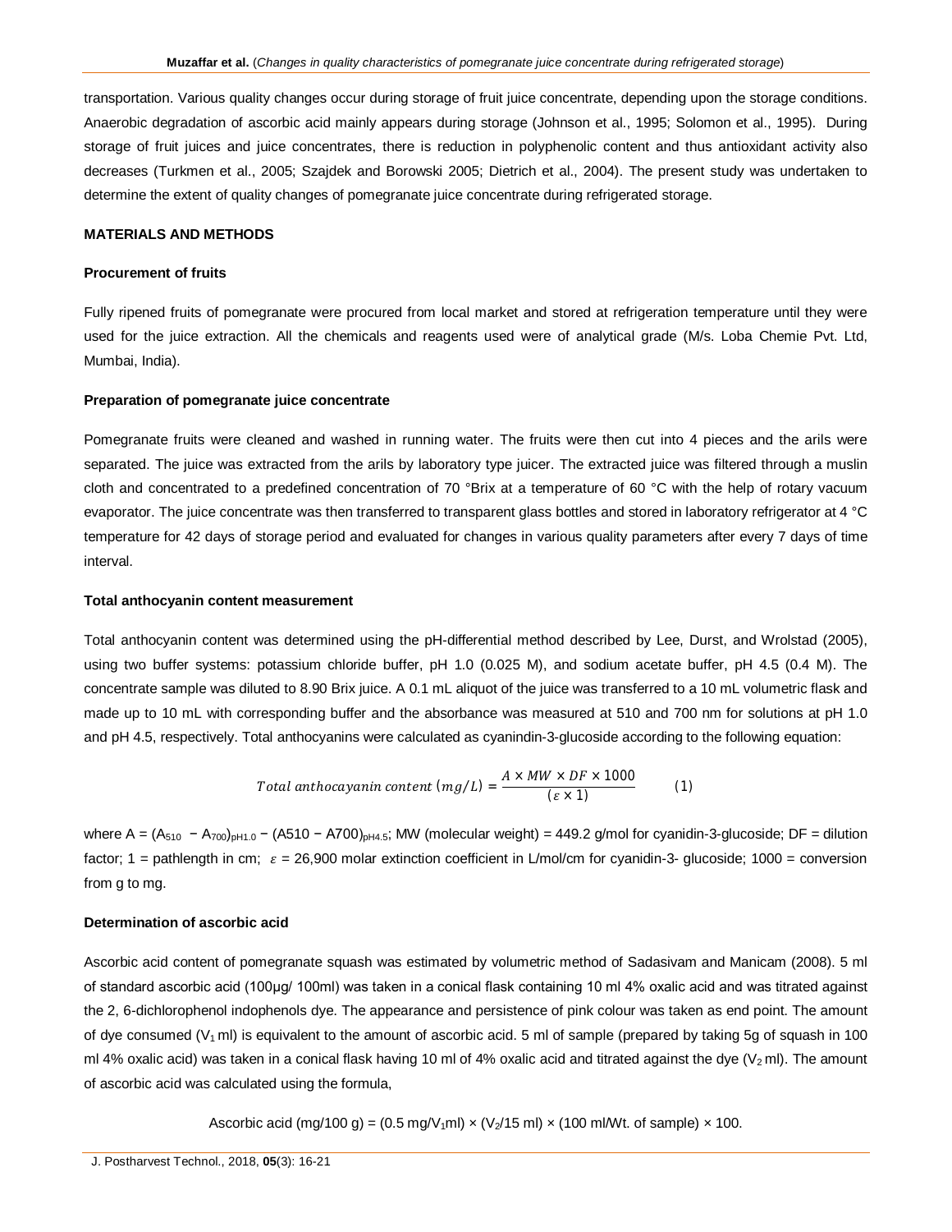transportation. Various quality changes occur during storage of fruit juice concentrate, depending upon the storage conditions. Anaerobic degradation of ascorbic acid mainly appears during storage (Johnson et al., 1995; Solomon et al., 1995). During storage of fruit juices and juice concentrates, there is reduction in polyphenolic content and thus antioxidant activity also decreases (Turkmen et al., 2005; Szajdek and Borowski 2005; Dietrich et al., 2004). The present study was undertaken to determine the extent of quality changes of pomegranate juice concentrate during refrigerated storage.

## MATERIALS AND METHODS

### Procurement of fruits

Fully ripened fruits of pomegranate were procured from local market and stored at refrigeration temperature until they were used for the juice extraction. All the chemicals and reagents used were of analytical grade (M/s. Loba Chemie Pvt. Ltd, Mumbai, India).

### Preparation of pomegranate juice concentrate

Pomegranate fruits were cleaned and washed in running water. The fruits were then cut into 4 pieces and the arils were separated. The juice was extracted from the arils by laboratory type juicer. The extracted juice was filtered through a muslin cloth and concentrated to a predefined concentration of 70 °Brix at a temperature of 60 °C with the help of rotary vacuum evaporator. The juice concentrate was then transferred to transparent glass bottles and stored in laboratory refrigerator at 4 °C temperature for 42 days of storage period and evaluated for changes in various quality parameters after every 7 days of time interval.

### Total anthocyanin content measurement

Total anthocyanin content was determined using the pH-differential method described by Lee, Durst, and Wrolstad (2005), using two buffer systems: potassium chloride buffer, pH 1.0 (0.025 M), and sodium acetate buffer, pH 4.5 (0.4 M). The concentrate sample was diluted to 8.90 Brix juice. A 0.1 mL aliquot of the juice was transferred to a 10 mL volumetric flask and made up to 10 mL with corresponding buffer and the absorbance was measured at 510 and 700 nm for solutions at pH 1.0 and pH 4.5, respectively. Total anthocyanins were calculated as cyanindin-3-glucoside according to the following equation:

$$Total\ anthocayanin\ content\ (mg/L) = \frac{A \times MW \times DF \times 1000}{(\varepsilon \times 1)} \qquad (1)$$

where A = $(A_{510} - A_{700})_{pH1.0} - (A510 - A700)_{pH4.5}$; MW (molecular weight) = 449.2 g/mol for cyanidin-3-glucoside; DF = dilution factor; 1 = pathlength in cm; $\varepsilon$ = 26,900 molar extinction coefficient in L/mol/cm for cyanidin-3- glucoside; 1000 = conversion from g to mg.

### Determination of ascorbic acid

Ascorbic acid content of pomegranate squash was estimated by volumetric method of Sadasivam and Manicam (2008). 5 ml of standard ascorbic acid (100µg/ 100ml) was taken in a conical flask containing 10 ml 4% oxalic acid and was titrated against the 2, 6-dichlorophenol indophenols dye. The appearance and persistence of pink colour was taken as end point. The amount of dye consumed ($V_1$ ml) is equivalent to the amount of ascorbic acid. 5 ml of sample (prepared by taking 5g of squash in 100 ml 4% oxalic acid) was taken in a conical flask having 10 ml of 4% oxalic acid and titrated against the dye ($V_2$ ml). The amount of ascorbic acid was calculated using the formula,

$$\text{Ascorbic acid (mg/100 g)} = (0.5\ \text{mg}/V_1\text{ml}) \times (V_2/15\ \text{ml}) \times (100\ \text{ml/Wt. of sample}) \times 100.$$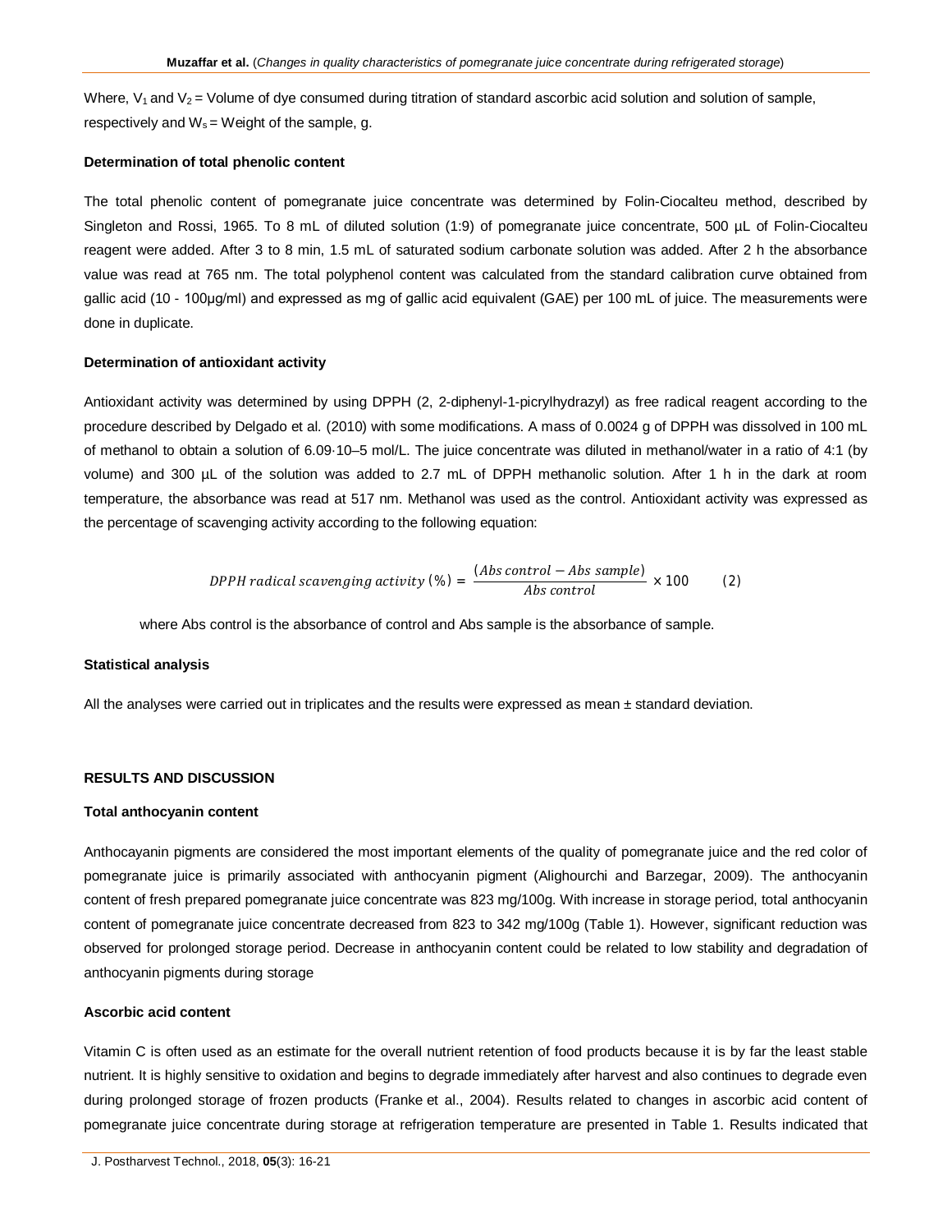Where, $V_1$ and $V_2$ = Volume of dye consumed during titration of standard ascorbic acid solution and solution of sample, respectively and $W_s$ = Weight of the sample, g.

**Determination of total phenolic content**

The total phenolic content of pomegranate juice concentrate was determined by Folin-Ciocalteu method, described by Singleton and Rossi, 1965. To 8 mL of diluted solution (1:9) of pomegranate juice concentrate, 500 µL of Folin-Ciocalteu reagent were added. After 3 to 8 min, 1.5 mL of saturated sodium carbonate solution was added. After 2 h the absorbance value was read at 765 nm. The total polyphenol content was calculated from the standard calibration curve obtained from gallic acid (10 - 100µg/ml) and expressed as mg of gallic acid equivalent (GAE) per 100 mL of juice. The measurements were done in duplicate.

**Determination of antioxidant activity**

Antioxidant activity was determined by using DPPH (2, 2-diphenyl-1-picrylhydrazyl) as free radical reagent according to the procedure described by Delgado et al. (2010) with some modifications. A mass of 0.0024 g of DPPH was dissolved in 100 mL of methanol to obtain a solution of $6.09 \cdot 10^{-5}$ mol/L. The juice concentrate was diluted in methanol/water in a ratio of 4:1 (by volume) and 300 µL of the solution was added to 2.7 mL of DPPH methanolic solution. After 1 h in the dark at room temperature, the absorbance was read at 517 nm. Methanol was used as the control. Antioxidant activity was expressed as the percentage of scavenging activity according to the following equation:

$$DPPH\ radical\ scavenging\ activity\ (\%) = \frac{(Abs\ control - Abs\ sample)}{Abs\ control} \times 100 \qquad (2)$$

where Abs control is the absorbance of control and Abs sample is the absorbance of sample.

**Statistical analysis**

All the analyses were carried out in triplicates and the results were expressed as mean ± standard deviation.

## RESULTS AND DISCUSSION

**Total anthocyanin content**

Anthocayanin pigments are considered the most important elements of the quality of pomegranate juice and the red color of pomegranate juice is primarily associated with anthocyanin pigment (Alighourchi and Barzegar, 2009). The anthocyanin content of fresh prepared pomegranate juice concentrate was 823 mg/100g. With increase in storage period, total anthocyanin content of pomegranate juice concentrate decreased from 823 to 342 mg/100g (Table 1). However, significant reduction was observed for prolonged storage period. Decrease in anthocyanin content could be related to low stability and degradation of anthocyanin pigments during storage

**Ascorbic acid content**

Vitamin C is often used as an estimate for the overall nutrient retention of food products because it is by far the least stable nutrient. It is highly sensitive to oxidation and begins to degrade immediately after harvest and also continues to degrade even during prolonged storage of frozen products (Franke et al., 2004). Results related to changes in ascorbic acid content of pomegranate juice concentrate during storage at refrigeration temperature are presented in Table 1. Results indicated that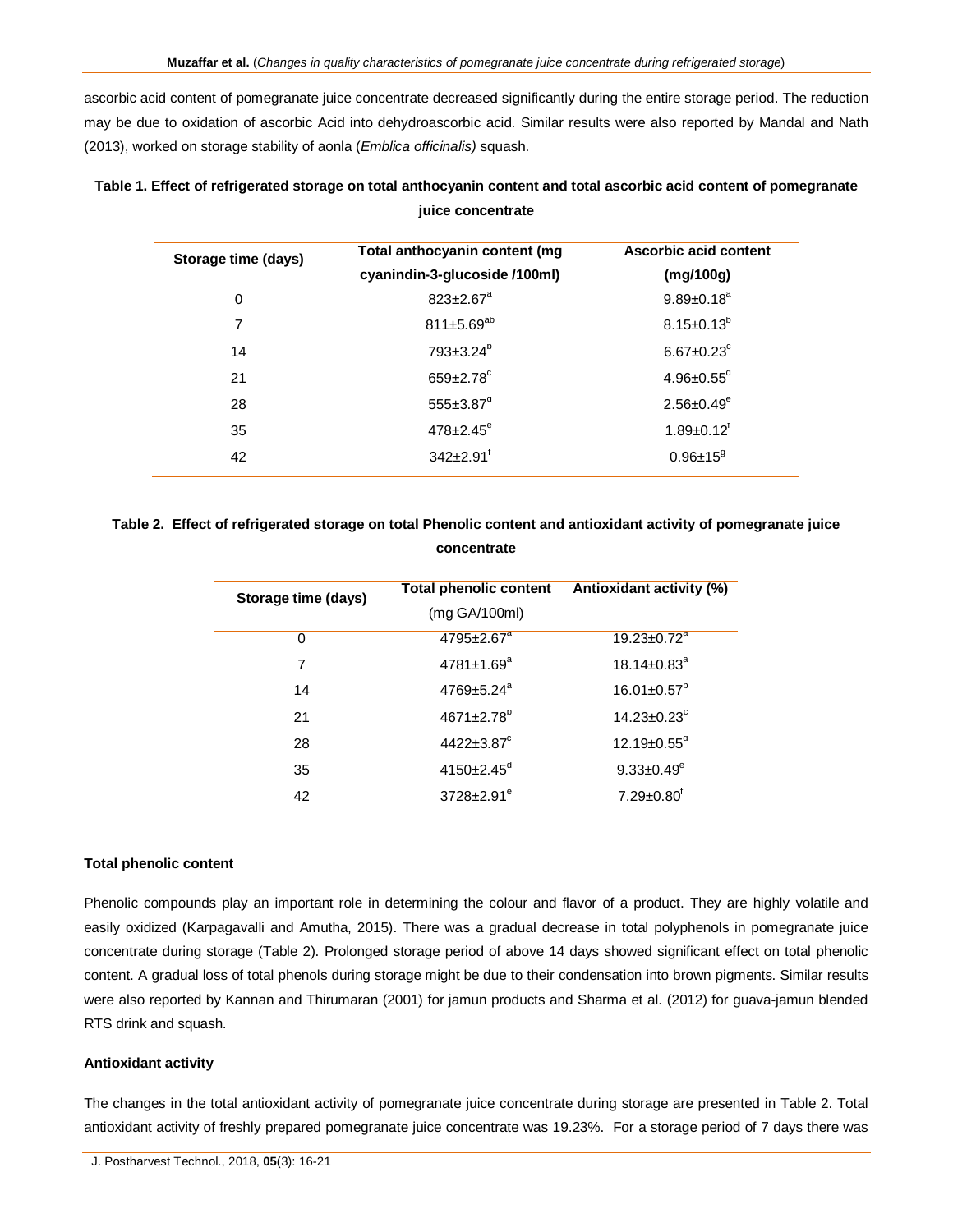ascorbic acid content of pomegranate juice concentrate decreased significantly during the entire storage period. The reduction may be due to oxidation of ascorbic Acid into dehydroascorbic acid. Similar results were also reported by Mandal and Nath (2013), worked on storage stability of aonla (*Emblica officinalis)* squash.

**Table 1. Effect of refrigerated storage on total anthocyanin content and total ascorbic acid content of pomegranate juice concentrate**

| Storage time (days) | Total anthocyanin content (mg cyanindin-3-glucoside /100ml) | Ascorbic acid content (mg/100g) |
|---|---|---|
| 0 | 823±2.67[a] | 9.89±0.18[a] |
| 7 | 811±5.69[ab] | 8.15±0.13[b] |
| 14 | 793±3.24[b] | 6.67±0.23[c] |
| 21 | 659±2.78[c] | 4.96±0.55[d] |
| 28 | 555±3.87[d] | 2.56±0.49[e] |
| 35 | 478±2.45[e] | 1.89±0.12[f] |
| 42 | 342±2.91[f] | 0.96±15[g] |

**Table 2. Effect of refrigerated storage on total Phenolic content and antioxidant activity of pomegranate juice concentrate**

| Storage time (days) | Total phenolic content (mg GA/100ml) | Antioxidant activity (%) |
|---|---|---|
| 0 | 4795±2.67[a] | 19.23±0.72[a] |
| 7 | 4781±1.69[a] | 18.14±0.83[a] |
| 14 | 4769±5.24[a] | 16.01±0.57[b] |
| 21 | 4671±2.78[b] | 14.23±0.23[c] |
| 28 | 4422±3.87[c] | 12.19±0.55[d] |
| 35 | 4150±2.45[d] | 9.33±0.49[e] |
| 42 | 3728±2.91[e] | 7.29±0.80[f] |

### Total phenolic content

Phenolic compounds play an important role in determining the colour and flavor of a product. They are highly volatile and easily oxidized (Karpagavalli and Amutha, 2015). There was a gradual decrease in total polyphenols in pomegranate juice concentrate during storage (Table 2). Prolonged storage period of above 14 days showed significant effect on total phenolic content. A gradual loss of total phenols during storage might be due to their condensation into brown pigments. Similar results were also reported by Kannan and Thirumaran (2001) for jamun products and Sharma et al. (2012) for guava-jamun blended RTS drink and squash.

### Antioxidant activity

The changes in the total antioxidant activity of pomegranate juice concentrate during storage are presented in Table 2. Total antioxidant activity of freshly prepared pomegranate juice concentrate was 19.23%. For a storage period of 7 days there was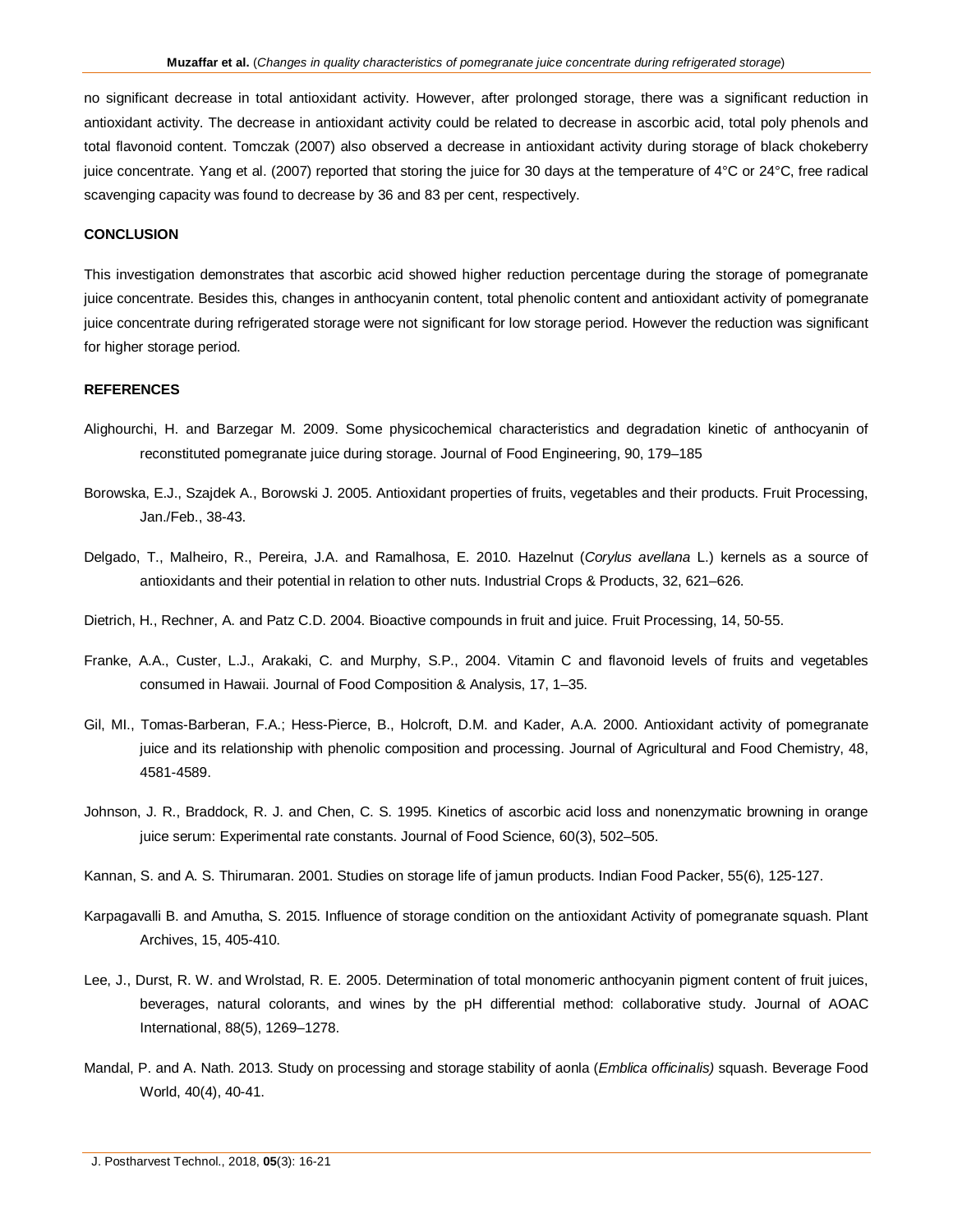no significant decrease in total antioxidant activity. However, after prolonged storage, there was a significant reduction in antioxidant activity. The decrease in antioxidant activity could be related to decrease in ascorbic acid, total poly phenols and total flavonoid content. Tomczak (2007) also observed a decrease in antioxidant activity during storage of black chokeberry juice concentrate. Yang et al. (2007) reported that storing the juice for 30 days at the temperature of 4°C or 24°C, free radical scavenging capacity was found to decrease by 36 and 83 per cent, respectively.

## CONCLUSION

This investigation demonstrates that ascorbic acid showed higher reduction percentage during the storage of pomegranate juice concentrate. Besides this, changes in anthocyanin content, total phenolic content and antioxidant activity of pomegranate juice concentrate during refrigerated storage were not significant for low storage period. However the reduction was significant for higher storage period.

## REFERENCES

Alighourchi, H. and Barzegar M. 2009. Some physicochemical characteristics and degradation kinetic of anthocyanin of reconstituted pomegranate juice during storage. Journal of Food Engineering, 90, 179–185

Borowska, E.J., Szajdek A., Borowski J. 2005. Antioxidant properties of fruits, vegetables and their products. Fruit Processing, Jan./Feb., 38-43.

Delgado, T., Malheiro, R., Pereira, J.A. and Ramalhosa, E. 2010. Hazelnut (*Corylus avellana* L.) kernels as a source of antioxidants and their potential in relation to other nuts. Industrial Crops & Products, 32, 621–626.

Dietrich, H., Rechner, A. and Patz C.D. 2004. Bioactive compounds in fruit and juice. Fruit Processing, 14, 50-55.

Franke, A.A., Custer, L.J., Arakaki, C. and Murphy, S.P., 2004. Vitamin C and flavonoid levels of fruits and vegetables consumed in Hawaii. Journal of Food Composition & Analysis, 17, 1–35.

Gil, MI., Tomas-Barberan, F.A.; Hess-Pierce, B., Holcroft, D.M. and Kader, A.A. 2000. Antioxidant activity of pomegranate juice and its relationship with phenolic composition and processing. Journal of Agricultural and Food Chemistry, 48, 4581-4589.

Johnson, J. R., Braddock, R. J. and Chen, C. S. 1995. Kinetics of ascorbic acid loss and nonenzymatic browning in orange juice serum: Experimental rate constants. Journal of Food Science, 60(3), 502–505.

Kannan, S. and A. S. Thirumaran. 2001. Studies on storage life of jamun products. Indian Food Packer, 55(6), 125-127.

Karpagavalli B. and Amutha, S. 2015. Influence of storage condition on the antioxidant Activity of pomegranate squash. Plant Archives, 15, 405-410.

Lee, J., Durst, R. W. and Wrolstad, R. E. 2005. Determination of total monomeric anthocyanin pigment content of fruit juices, beverages, natural colorants, and wines by the pH differential method: collaborative study. Journal of AOAC International, 88(5), 1269–1278.

Mandal, P. and A. Nath. 2013. Study on processing and storage stability of aonla (*Emblica officinalis)* squash. Beverage Food World, 40(4), 40-41.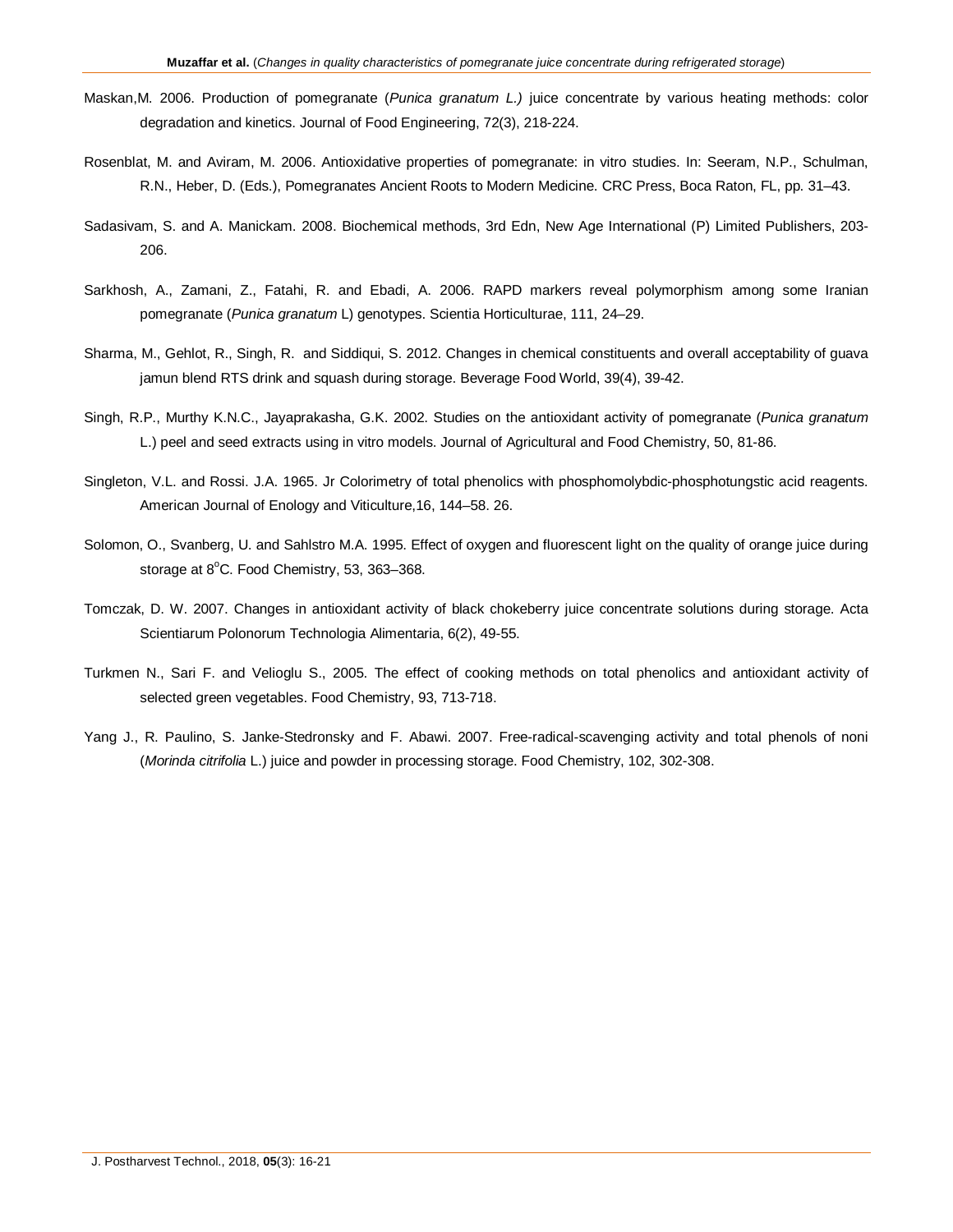Maskan,M. 2006. Production of pomegranate (*Punica granatum L.)* juice concentrate by various heating methods: color degradation and kinetics. Journal of Food Engineering, 72(3), 218-224.

Rosenblat, M. and Aviram, M. 2006. Antioxidative properties of pomegranate: in vitro studies. In: Seeram, N.P., Schulman, R.N., Heber, D. (Eds.), Pomegranates Ancient Roots to Modern Medicine. CRC Press, Boca Raton, FL, pp. 31–43.

Sadasivam, S. and A. Manickam. 2008. Biochemical methods, 3rd Edn, New Age International (P) Limited Publishers, 203-206.

Sarkhosh, A., Zamani, Z., Fatahi, R. and Ebadi, A. 2006. RAPD markers reveal polymorphism among some Iranian pomegranate (*Punica granatum* L) genotypes. Scientia Horticulturae, 111, 24–29.

Sharma, M., Gehlot, R., Singh, R. and Siddiqui, S. 2012. Changes in chemical constituents and overall acceptability of guava jamun blend RTS drink and squash during storage. Beverage Food World, 39(4), 39-42.

Singh, R.P., Murthy K.N.C., Jayaprakasha, G.K. 2002. Studies on the antioxidant activity of pomegranate (*Punica granatum* L.) peel and seed extracts using in vitro models. Journal of Agricultural and Food Chemistry, 50, 81-86.

Singleton, V.L. and Rossi. J.A. 1965. Jr Colorimetry of total phenolics with phosphomolybdic-phosphotungstic acid reagents. American Journal of Enology and Viticulture,16, 144–58. 26.

Solomon, O., Svanberg, U. and Sahlstro M.A. 1995. Effect of oxygen and fluorescent light on the quality of orange juice during storage at 8°C. Food Chemistry, 53, 363–368.

Tomczak, D. W. 2007. Changes in antioxidant activity of black chokeberry juice concentrate solutions during storage. Acta Scientiarum Polonorum Technologia Alimentaria, 6(2), 49-55.

Turkmen N., Sari F. and Velioglu S., 2005. The effect of cooking methods on total phenolics and antioxidant activity of selected green vegetables. Food Chemistry, 93, 713-718.

Yang J., R. Paulino, S. Janke-Stedronsky and F. Abawi. 2007. Free-radical-scavenging activity and total phenols of noni (*Morinda citrifolia* L.) juice and powder in processing storage. Food Chemistry, 102, 302-308.